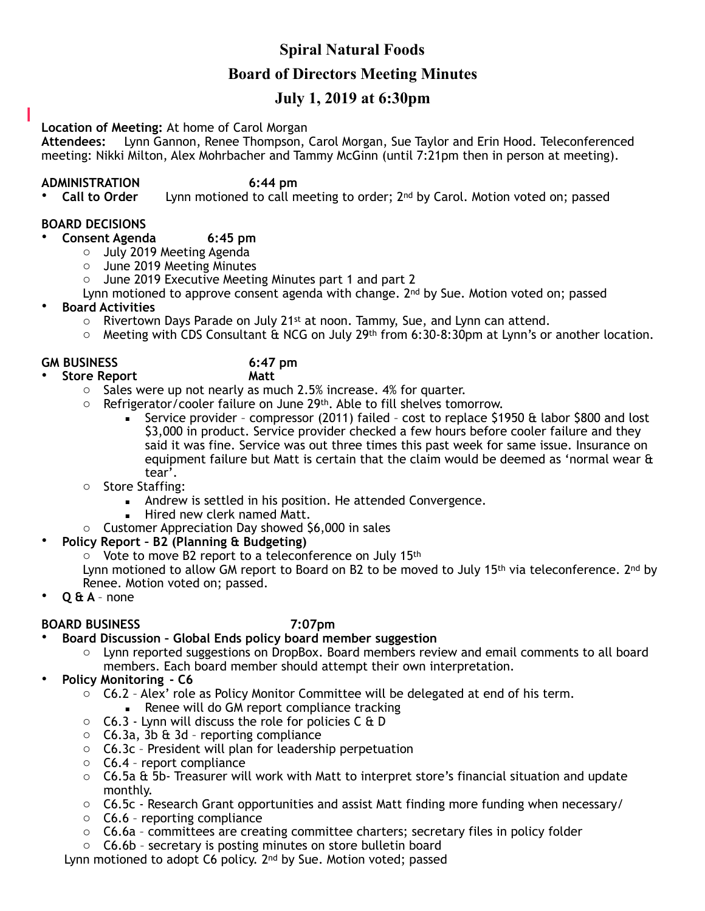# Spiral Natural Foods

## Board of Directors Meeting Minutes

## July 1, 2019 at 6:30pm

**Location of Meeting:** At home of Carol Morgan
**Attendees:** Lynn Gannon, Renee Thompson, Carol Morgan, Sue Taylor and Erin Hood. Teleconferenced meeting: Nikki Milton, Alex Mohrbacher and Tammy McGinn (until 7:21pm then in person at meeting).

**ADMINISTRATION 6:44 pm**

- **Call to Order** Lynn motioned to call meeting to order; 2nd by Carol. Motion voted on; passed

**BOARD DECISIONS**

- **Consent Agenda 6:45 pm**
  - July 2019 Meeting Agenda
  - June 2019 Meeting Minutes
  - June 2019 Executive Meeting Minutes part 1 and part 2

  Lynn motioned to approve consent agenda with change. 2nd by Sue. Motion voted on; passed
- **Board Activities**
  - Rivertown Days Parade on July 21st at noon. Tammy, Sue, and Lynn can attend.
  - Meeting with CDS Consultant & NCG on July 29th from 6:30-8:30pm at Lynn's or another location.

**GM BUSINESS 6:47 pm**

- **Store Report Matt**
  - Sales were up not nearly as much 2.5% increase. 4% for quarter.
  - Refrigerator/cooler failure on June 29th. Able to fill shelves tomorrow.
    - Service provider – compressor (2011) failed – cost to replace $1950 & labor $800 and lost $3,000 in product. Service provider checked a few hours before cooler failure and they said it was fine. Service was out three times this past week for same issue. Insurance on equipment failure but Matt is certain that the claim would be deemed as 'normal wear & tear'.
  - Store Staffing:
    - Andrew is settled in his position. He attended Convergence.
    - Hired new clerk named Matt.
  - Customer Appreciation Day showed $6,000 in sales
- **Policy Report – B2 (Planning & Budgeting)**
  - Vote to move B2 report to a teleconference on July 15th

  Lynn motioned to allow GM report to Board on B2 to be moved to July 15th via teleconference. 2nd by Renee. Motion voted on; passed.
- **Q & A** – none

**BOARD BUSINESS 7:07pm**

- **Board Discussion – Global Ends policy board member suggestion**
  - Lynn reported suggestions on DropBox. Board members review and email comments to all board members. Each board member should attempt their own interpretation.
- **Policy Monitoring - C6**
  - C6.2 – Alex' role as Policy Monitor Committee will be delegated at end of his term.
    - Renee will do GM report compliance tracking
  - C6.3 - Lynn will discuss the role for policies C & D
  - C6.3a, 3b & 3d – reporting compliance
  - C6.3c – President will plan for leadership perpetuation
  - C6.4 – report compliance
  - C6.5a & 5b- Treasurer will work with Matt to interpret store's financial situation and update monthly.
  - C6.5c - Research Grant opportunities and assist Matt finding more funding when necessary/
  - C6.6 – reporting compliance
  - C6.6a – committees are creating committee charters; secretary files in policy folder
  - C6.6b – secretary is posting minutes on store bulletin board

  Lynn motioned to adopt C6 policy. 2nd by Sue. Motion voted; passed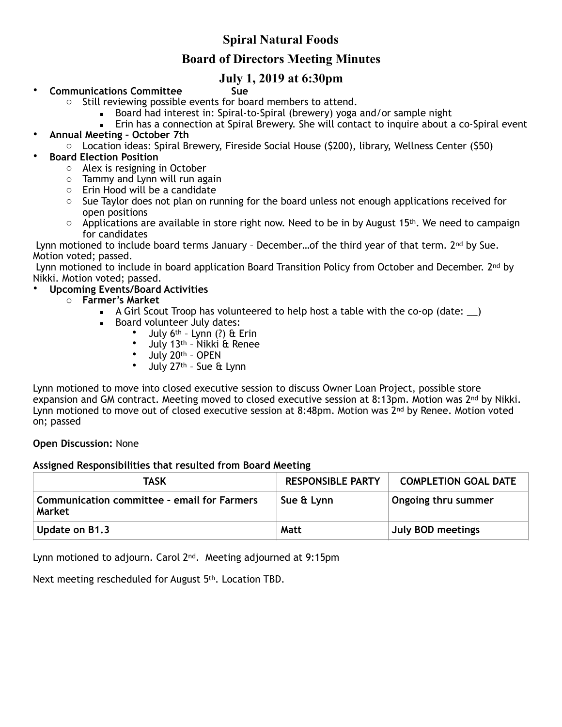## Spiral Natural Foods

## Board of Directors Meeting Minutes

## July 1, 2019 at 6:30pm

- **Communications Committee** **Sue**
  - Still reviewing possible events for board members to attend.
    - Board had interest in: Spiral-to-Spiral (brewery) yoga and/or sample night
    - Erin has a connection at Spiral Brewery. She will contact to inquire about a co-Spiral event
- **Annual Meeting – October 7th**
  - Location ideas: Spiral Brewery, Fireside Social House ($200), library, Wellness Center ($50)
- **Board Election Position**
  - Alex is resigning in October
  - Tammy and Lynn will run again
  - Erin Hood will be a candidate
  - Sue Taylor does not plan on running for the board unless not enough applications received for open positions
  - Applications are available in store right now. Need to be in by August 15th. We need to campaign for candidates

Lynn motioned to include board terms January – December…of the third year of that term. 2nd by Sue. Motion voted; passed.

Lynn motioned to include in board application Board Transition Policy from October and December. 2nd by Nikki. Motion voted; passed.

- **Upcoming Events/Board Activities**
  - **Farmer's Market**
    - A Girl Scout Troop has volunteered to help host a table with the co-op (date: __)
    - Board volunteer July dates:
      - July 6th – Lynn (?) & Erin
      - July 13th – Nikki & Renee
      - July 20th – OPEN
      - July 27th – Sue & Lynn

Lynn motioned to move into closed executive session to discuss Owner Loan Project, possible store expansion and GM contract. Meeting moved to closed executive session at 8:13pm. Motion was 2nd by Nikki. Lynn motioned to move out of closed executive session at 8:48pm. Motion was 2nd by Renee. Motion voted on; passed

**Open Discussion:** None

**Assigned Responsibilities that resulted from Board Meeting**

| TASK | RESPONSIBLE PARTY | COMPLETION GOAL DATE |
| --- | --- | --- |
| **Communication committee – email for Farmers Market** | **Sue & Lynn** | **Ongoing thru summer** |
| **Update on B1.3** | **Matt** | **July BOD meetings** |

Lynn motioned to adjourn. Carol 2nd. Meeting adjourned at 9:15pm

Next meeting rescheduled for August 5th. Location TBD.